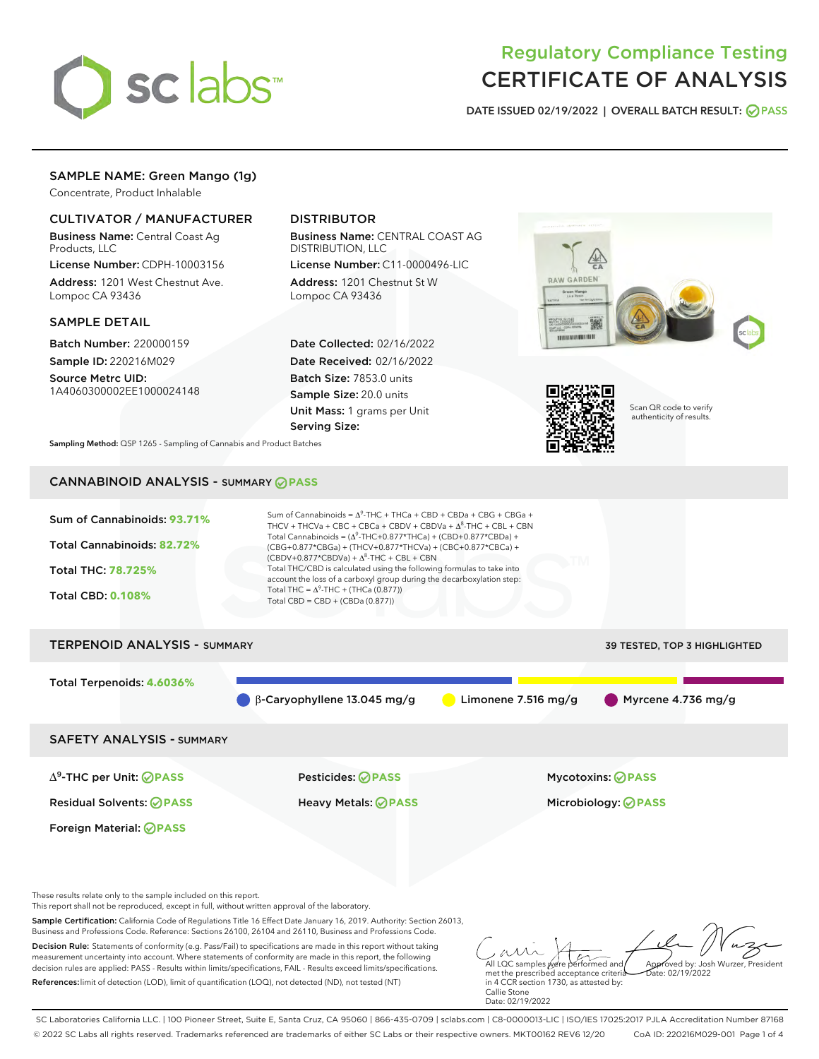# Regulatory Compliance Testing
# CERTIFICATE OF ANALYSIS

**DATE ISSUED 02/19/2022 | OVERALL BATCH RESULT: PASS**

## SAMPLE NAME: Green Mango (1g)

Concentrate, Product Inhalable

### CULTIVATOR / MANUFACTURER

**Business Name:** Central Coast Ag Products, LLC

**License Number:** CDPH-10003156

**Address:** 1201 West Chestnut Ave. Lompoc CA 93436

### DISTRIBUTOR

**Business Name:** CENTRAL COAST AG DISTRIBUTION, LLC

**License Number:** C11-0000496-LIC

**Address:** 1201 Chestnut St W Lompoc CA 93436

### SAMPLE DETAIL

**Batch Number:** 220000159

**Sample ID:** 220216M029

**Source Metrc UID:** 1A4060300002EE1000024148

**Date Collected:** 02/16/2022

**Date Received:** 02/16/2022

**Batch Size:** 7853.0 units

**Sample Size:** 20.0 units

**Unit Mass:** 1 grams per Unit

**Serving Size:**

Scan QR code to verify authenticity of results.

**Sampling Method:** QSP 1265 - Sampling of Cannabis and Product Batches

## CANNABINOID ANALYSIS - SUMMARY PASS

**Sum of Cannabinoids:** 93.71%

**Total Cannabinoids:** 82.72%

**Total THC:** 78.725%

**Total CBD:** 0.108%

Sum of Cannabinoids = $\Delta^9$-THC + THCa + CBD + CBDa + CBG + CBGa + THCV + THCVa + CBC + CBCa + CBDV + CBDVa + $\Delta^8$-THC + CBL + CBN

Total Cannabinoids = ($\Delta^9$-THC+0.877*THCa) + (CBD+0.877*CBDa) + (CBG+0.877*CBGa) + (THCV+0.877*THCVa) + (CBC+0.877*CBCa) + (CBDV+0.877*CBDVa) + $\Delta^8$-THC + CBL + CBN

Total THC/CBD is calculated using the following formulas to take into account the loss of a carboxyl group during the decarboxylation step:

Total THC = $\Delta^9$-THC + (THCa (0.877))

Total CBD = CBD + (CBDa (0.877))

## TERPENOID ANALYSIS - SUMMARY

39 TESTED, TOP 3 HIGHLIGHTED

**Total Terpenoids:** 4.6036%

β-Caryophyllene 13.045 mg/g | Limonene 7.516 mg/g | Myrcene 4.736 mg/g

## SAFETY ANALYSIS - SUMMARY

| | | |
|---|---|---|
| $\Delta^9$-THC per Unit: PASS | Pesticides: PASS | Mycotoxins: PASS |
| Residual Solvents: PASS | Heavy Metals: PASS | Microbiology: PASS |
| Foreign Material: PASS | | |

These results relate only to the sample included on this report.
This report shall not be reproduced, except in full, without written approval of the laboratory.

**Sample Certification:** California Code of Regulations Title 16 Effect Date January 16, 2019. Authority: Section 26013, Business and Professions Code. Reference: Sections 26100, 26104 and 26110, Business and Professions Code.

**Decision Rule:** Statements of conformity (e.g. Pass/Fail) to specifications are made in this report without taking measurement uncertainty into account. Where statements of conformity are made in this report, the following decision rules are applied: PASS - Results within limits/specifications, FAIL - Results exceed limits/specifications.

**References:** limit of detection (LOD), limit of quantification (LOQ), not detected (ND), not tested (NT)

All LQC samples were performed and met the prescribed acceptance criteria in 4 CCR section 1730, as attested by: Callie Stone
Date: 02/19/2022

Approved by: Josh Wurzer, President
Date: 02/19/2022

SC Laboratories California LLC. | 100 Pioneer Street, Suite E, Santa Cruz, CA 95060 | 866-435-0709 | sclabs.com | C8-0000013-LIC | ISO/IES 17025:2017 PJLA Accreditation Number 87168
© 2022 SC Labs all rights reserved. Trademarks referenced are trademarks of either SC Labs or their respective owners. MKT00162 REV6 12/20 CoA ID: 220216M029-001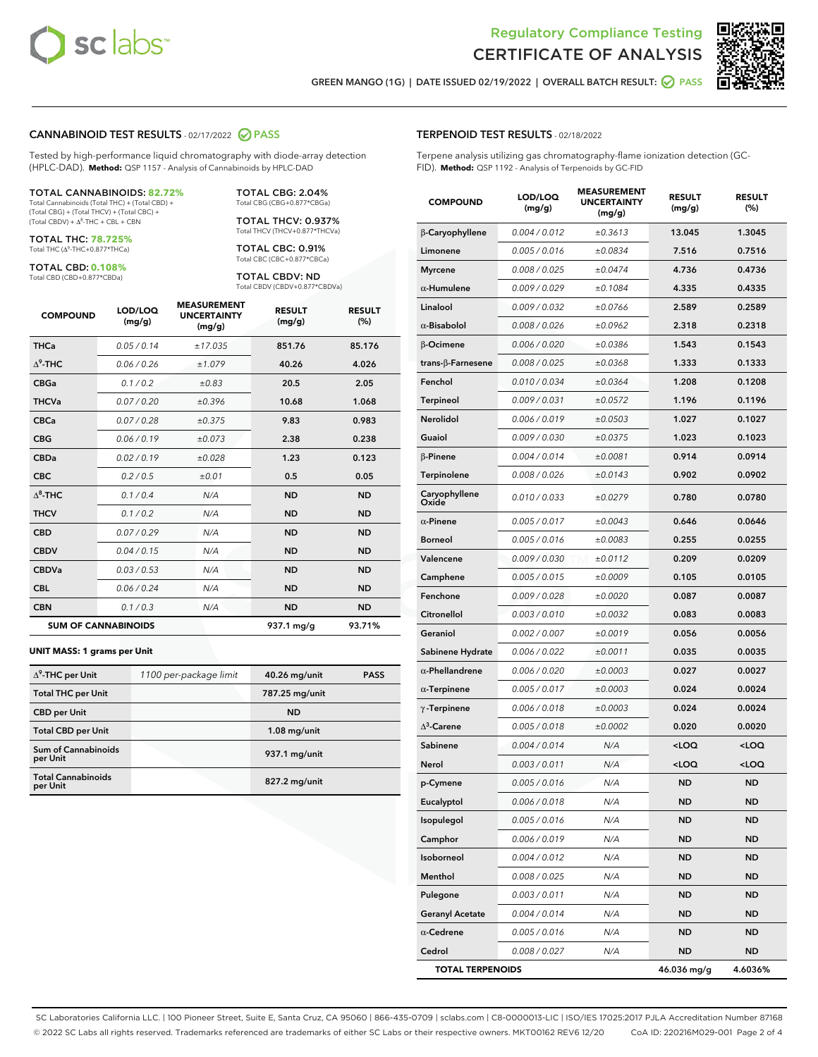# Regulatory Compliance Testing
## CERTIFICATE OF ANALYSIS

GREEN MANGO (1G) | DATE ISSUED 02/19/2022 | OVERALL BATCH RESULT: PASS

## CANNABINOID TEST RESULTS - 02/17/2022 PASS

Tested by high-performance liquid chromatography with diode-array detection (HPLC-DAD). **Method:** QSP 1157 - Analysis of Cannabinoids by HPLC-DAD

**TOTAL CANNABINOIDS: 82.72%**
Total Cannabinoids (Total THC) + (Total CBD) + (Total CBG) + (Total THCV) + (Total CBC) + (Total CBDV) + $\Delta^8$-THC + CBL + CBN

**TOTAL THC: 78.725%**
Total THC ($\Delta^9$-THC+0.877*THCa)

**TOTAL CBD: 0.108%**
Total CBD (CBD+0.877*CBDa)

**TOTAL CBG: 2.04%**
Total CBG (CBG+0.877*CBGa)

**TOTAL THCV: 0.937%**
Total THCV (THCV+0.877*THCVa)

**TOTAL CBC: 0.91%**
Total CBC (CBC+0.877*CBCa)

**TOTAL CBDV: ND**
Total CBDV (CBDV+0.877*CBDVa)

| COMPOUND | LOD/LOQ (mg/g) | MEASUREMENT UNCERTAINTY (mg/g) | RESULT (mg/g) | RESULT (%) |
|---|---|---|---|---|
| THCa | 0.05 / 0.14 | ±17.035 | 851.76 | 85.176 |
| $\Delta^9$-THC | 0.06 / 0.26 | ±1.079 | 40.26 | 4.026 |
| CBGa | 0.1 / 0.2 | ±0.83 | 20.5 | 2.05 |
| THCVa | 0.07 / 0.20 | ±0.396 | 10.68 | 1.068 |
| CBCa | 0.07 / 0.28 | ±0.375 | 9.83 | 0.983 |
| CBG | 0.06 / 0.19 | ±0.073 | 2.38 | 0.238 |
| CBDa | 0.02 / 0.19 | ±0.028 | 1.23 | 0.123 |
| CBC | 0.2 / 0.5 | ±0.01 | 0.5 | 0.05 |
| $\Delta^8$-THC | 0.1 / 0.4 | N/A | ND | ND |
| THCV | 0.1 / 0.2 | N/A | ND | ND |
| CBD | 0.07 / 0.29 | N/A | ND | ND |
| CBDV | 0.04 / 0.15 | N/A | ND | ND |
| CBDVa | 0.03 / 0.53 | N/A | ND | ND |
| CBL | 0.06 / 0.24 | N/A | ND | ND |
| CBN | 0.1 / 0.3 | N/A | ND | ND |
| **SUM OF CANNABINOIDS** | | | 937.1 mg/g | 93.71% |

**UNIT MASS: 1 grams per Unit**

| | | | |
|---|---|---|---|
| $\Delta^9$-THC per Unit | 1100 per-package limit | 40.26 mg/unit | PASS |
| Total THC per Unit | | 787.25 mg/unit | |
| CBD per Unit | | ND | |
| Total CBD per Unit | | 1.08 mg/unit | |
| Sum of Cannabinoids per Unit | | 937.1 mg/unit | |
| Total Cannabinoids per Unit | | 827.2 mg/unit | |

## TERPENOID TEST RESULTS - 02/18/2022

Terpene analysis utilizing gas chromatography-flame ionization detection (GC-FID). **Method:** QSP 1192 - Analysis of Terpenoids by GC-FID

| COMPOUND | LOD/LOQ (mg/g) | MEASUREMENT UNCERTAINTY (mg/g) | RESULT (mg/g) | RESULT (%) |
|---|---|---|---|---|
| β-Caryophyllene | 0.004 / 0.012 | ±0.3613 | 13.045 | 1.3045 |
| Limonene | 0.005 / 0.016 | ±0.0834 | 7.516 | 0.7516 |
| Myrcene | 0.008 / 0.025 | ±0.0474 | 4.736 | 0.4736 |
| α-Humulene | 0.009 / 0.029 | ±0.1084 | 4.335 | 0.4335 |
| Linalool | 0.009 / 0.032 | ±0.0766 | 2.589 | 0.2589 |
| α-Bisabolol | 0.008 / 0.026 | ±0.0962 | 2.318 | 0.2318 |
| β-Ocimene | 0.006 / 0.020 | ±0.0386 | 1.543 | 0.1543 |
| trans-β-Farnesene | 0.008 / 0.025 | ±0.0368 | 1.333 | 0.1333 |
| Fenchol | 0.010 / 0.034 | ±0.0364 | 1.208 | 0.1208 |
| Terpineol | 0.009 / 0.031 | ±0.0572 | 1.196 | 0.1196 |
| Nerolidol | 0.006 / 0.019 | ±0.0503 | 1.027 | 0.1027 |
| Guaiol | 0.009 / 0.030 | ±0.0375 | 1.023 | 0.1023 |
| β-Pinene | 0.004 / 0.014 | ±0.0081 | 0.914 | 0.0914 |
| Terpinolene | 0.008 / 0.026 | ±0.0143 | 0.902 | 0.0902 |
| Caryophyllene Oxide | 0.010 / 0.033 | ±0.0279 | 0.780 | 0.0780 |
| α-Pinene | 0.005 / 0.017 | ±0.0043 | 0.646 | 0.0646 |
| Borneol | 0.005 / 0.016 | ±0.0083 | 0.255 | 0.0255 |
| Valencene | 0.009 / 0.030 | ±0.0112 | 0.209 | 0.0209 |
| Camphene | 0.005 / 0.015 | ±0.0009 | 0.105 | 0.0105 |
| Fenchone | 0.009 / 0.028 | ±0.0020 | 0.087 | 0.0087 |
| Citronellol | 0.003 / 0.010 | ±0.0032 | 0.083 | 0.0083 |
| Geraniol | 0.002 / 0.007 | ±0.0019 | 0.056 | 0.0056 |
| Sabinene Hydrate | 0.006 / 0.022 | ±0.0011 | 0.035 | 0.0035 |
| α-Phellandrene | 0.006 / 0.020 | ±0.0003 | 0.027 | 0.0027 |
| α-Terpinene | 0.005 / 0.017 | ±0.0003 | 0.024 | 0.0024 |
| γ-Terpinene | 0.006 / 0.018 | ±0.0003 | 0.024 | 0.0024 |
| $\Delta^3$-Carene | 0.005 / 0.018 | ±0.0002 | 0.020 | 0.0020 |
| Sabinene | 0.004 / 0.014 | N/A | <LOQ | <LOQ |
| Nerol | 0.003 / 0.011 | N/A | <LOQ | <LOQ |
| p-Cymene | 0.005 / 0.016 | N/A | ND | ND |
| Eucalyptol | 0.006 / 0.018 | N/A | ND | ND |
| Isopulegol | 0.005 / 0.016 | N/A | ND | ND |
| Camphor | 0.006 / 0.019 | N/A | ND | ND |
| Isoborneol | 0.004 / 0.012 | N/A | ND | ND |
| Menthol | 0.008 / 0.025 | N/A | ND | ND |
| Pulegone | 0.003 / 0.011 | N/A | ND | ND |
| Geranyl Acetate | 0.004 / 0.014 | N/A | ND | ND |
| α-Cedrene | 0.005 / 0.016 | N/A | ND | ND |
| Cedrol | 0.008 / 0.027 | N/A | ND | ND |
| **TOTAL TERPENOIDS** | | | 46.036 mg/g | 4.6036% |

SC Laboratories California LLC. | 100 Pioneer Street, Suite E, Santa Cruz, CA 95060 | 866-435-0709 | sclabs.com | C8-0000013-LIC | ISO/IES 17025:2017 PJLA Accreditation Number 87168
© 2022 SC Labs all rights reserved. Trademarks referenced are trademarks of either SC Labs or their respective owners. MKT00162 REV6 12/20 CoA ID: 220216M029-001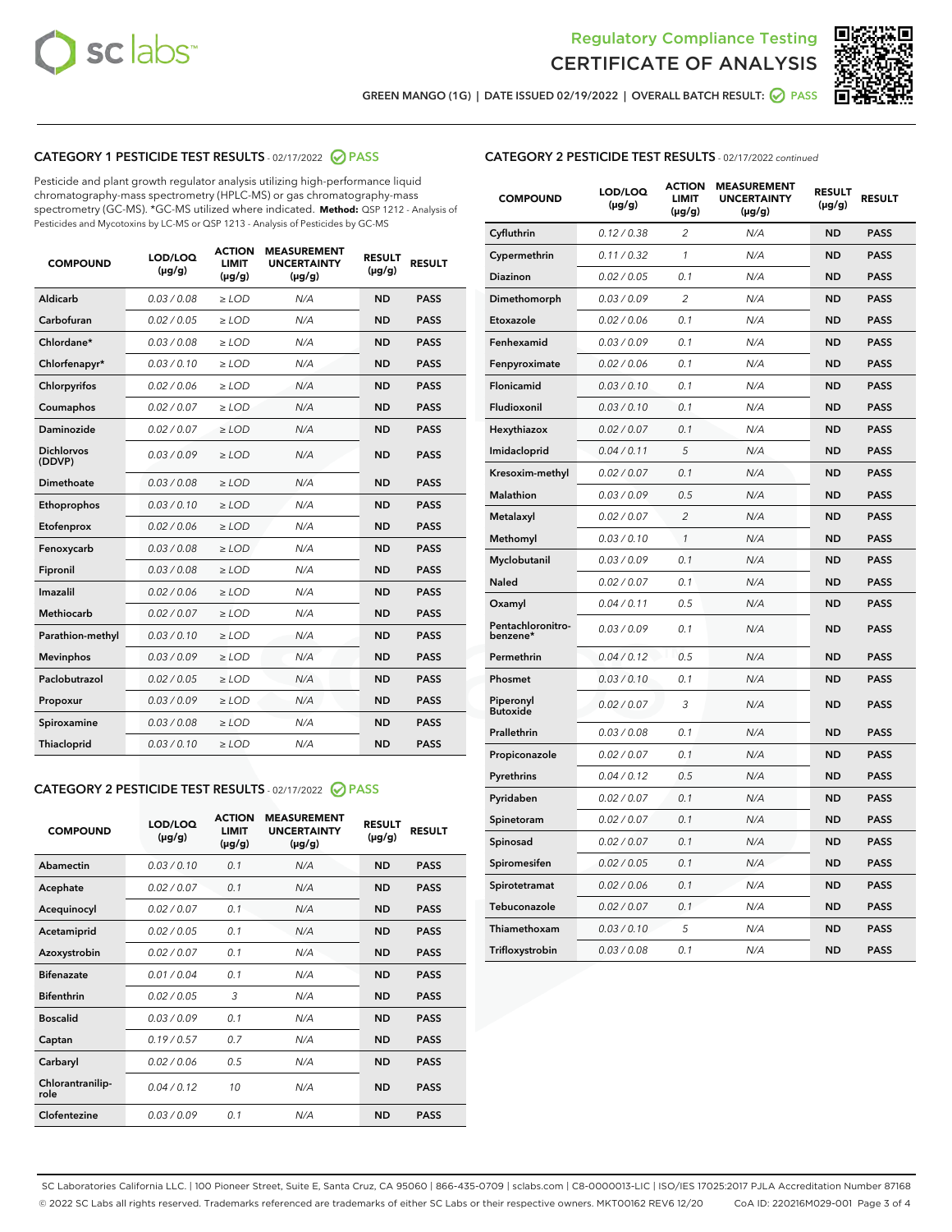Regulatory Compliance Testing
CERTIFICATE OF ANALYSIS

GREEN MANGO (1G) | DATE ISSUED 02/19/2022 | OVERALL BATCH RESULT: PASS

## CATEGORY 1 PESTICIDE TEST RESULTS - 02/17/2022 PASS

Pesticide and plant growth regulator analysis utilizing high-performance liquid chromatography-mass spectrometry (HPLC-MS) or gas chromatography-mass spectrometry (GC-MS). *GC-MS utilized where indicated. **Method:** QSP 1212 - Analysis of Pesticides and Mycotoxins by LC-MS or QSP 1213 - Analysis of Pesticides by GC-MS

| COMPOUND | LOD/LOQ (µg/g) | ACTION LIMIT (µg/g) | MEASUREMENT UNCERTAINTY (µg/g) | RESULT (µg/g) | RESULT |
|---|---|---|---|---|---|
| Aldicarb | 0.03 / 0.08 | ≥ LOD | N/A | ND | PASS |
| Carbofuran | 0.02 / 0.05 | ≥ LOD | N/A | ND | PASS |
| Chlordane* | 0.03 / 0.08 | ≥ LOD | N/A | ND | PASS |
| Chlorfenapyr* | 0.03 / 0.10 | ≥ LOD | N/A | ND | PASS |
| Chlorpyrifos | 0.02 / 0.06 | ≥ LOD | N/A | ND | PASS |
| Coumaphos | 0.02 / 0.07 | ≥ LOD | N/A | ND | PASS |
| Daminozide | 0.02 / 0.07 | ≥ LOD | N/A | ND | PASS |
| Dichlorvos (DDVP) | 0.03 / 0.09 | ≥ LOD | N/A | ND | PASS |
| Dimethoate | 0.03 / 0.08 | ≥ LOD | N/A | ND | PASS |
| Ethoprophos | 0.03 / 0.10 | ≥ LOD | N/A | ND | PASS |
| Etofenprox | 0.02 / 0.06 | ≥ LOD | N/A | ND | PASS |
| Fenoxycarb | 0.03 / 0.08 | ≥ LOD | N/A | ND | PASS |
| Fipronil | 0.03 / 0.08 | ≥ LOD | N/A | ND | PASS |
| Imazalil | 0.02 / 0.06 | ≥ LOD | N/A | ND | PASS |
| Methiocarb | 0.02 / 0.07 | ≥ LOD | N/A | ND | PASS |
| Parathion-methyl | 0.03 / 0.10 | ≥ LOD | N/A | ND | PASS |
| Mevinphos | 0.03 / 0.09 | ≥ LOD | N/A | ND | PASS |
| Paclobutrazol | 0.02 / 0.05 | ≥ LOD | N/A | ND | PASS |
| Propoxur | 0.03 / 0.09 | ≥ LOD | N/A | ND | PASS |
| Spiroxamine | 0.03 / 0.08 | ≥ LOD | N/A | ND | PASS |
| Thiacloprid | 0.03 / 0.10 | ≥ LOD | N/A | ND | PASS |

## CATEGORY 2 PESTICIDE TEST RESULTS - 02/17/2022 PASS

| COMPOUND | LOD/LOQ (µg/g) | ACTION LIMIT (µg/g) | MEASUREMENT UNCERTAINTY (µg/g) | RESULT (µg/g) | RESULT |
|---|---|---|---|---|---|
| Abamectin | 0.03 / 0.10 | 0.1 | N/A | ND | PASS |
| Acephate | 0.02 / 0.07 | 0.1 | N/A | ND | PASS |
| Acequinocyl | 0.02 / 0.07 | 0.1 | N/A | ND | PASS |
| Acetamiprid | 0.02 / 0.05 | 0.1 | N/A | ND | PASS |
| Azoxystrobin | 0.02 / 0.07 | 0.1 | N/A | ND | PASS |
| Bifenazate | 0.01 / 0.04 | 0.1 | N/A | ND | PASS |
| Bifenthrin | 0.02 / 0.05 | 3 | N/A | ND | PASS |
| Boscalid | 0.03 / 0.09 | 0.1 | N/A | ND | PASS |
| Captan | 0.19 / 0.57 | 0.7 | N/A | ND | PASS |
| Carbaryl | 0.02 / 0.06 | 0.5 | N/A | ND | PASS |
| Chlorantraniliprole | 0.04 / 0.12 | 10 | N/A | ND | PASS |
| Clofentezine | 0.03 / 0.09 | 0.1 | N/A | ND | PASS |
| Cyfluthrin | 0.12 / 0.38 | 2 | N/A | ND | PASS |
| Cypermethrin | 0.11 / 0.32 | 1 | N/A | ND | PASS |
| Diazinon | 0.02 / 0.05 | 0.1 | N/A | ND | PASS |
| Dimethomorph | 0.03 / 0.09 | 2 | N/A | ND | PASS |
| Etoxazole | 0.02 / 0.06 | 0.1 | N/A | ND | PASS |
| Fenhexamid | 0.03 / 0.09 | 0.1 | N/A | ND | PASS |
| Fenpyroximate | 0.02 / 0.06 | 0.1 | N/A | ND | PASS |
| Flonicamid | 0.03 / 0.10 | 0.1 | N/A | ND | PASS |
| Fludioxonil | 0.03 / 0.10 | 0.1 | N/A | ND | PASS |
| Hexythiazox | 0.02 / 0.07 | 0.1 | N/A | ND | PASS |
| Imidacloprid | 0.04 / 0.11 | 5 | N/A | ND | PASS |
| Kresoxim-methyl | 0.02 / 0.07 | 0.1 | N/A | ND | PASS |
| Malathion | 0.03 / 0.09 | 0.5 | N/A | ND | PASS |
| Metalaxyl | 0.02 / 0.07 | 2 | N/A | ND | PASS |
| Methomyl | 0.03 / 0.10 | 1 | N/A | ND | PASS |
| Myclobutanil | 0.03 / 0.09 | 0.1 | N/A | ND | PASS |
| Naled | 0.02 / 0.07 | 0.1 | N/A | ND | PASS |
| Oxamyl | 0.04 / 0.11 | 0.5 | N/A | ND | PASS |
| Pentachloronitrobenzene* | 0.03 / 0.09 | 0.1 | N/A | ND | PASS |
| Permethrin | 0.04 / 0.12 | 0.5 | N/A | ND | PASS |
| Phosmet | 0.03 / 0.10 | 0.1 | N/A | ND | PASS |
| Piperonyl Butoxide | 0.02 / 0.07 | 3 | N/A | ND | PASS |
| Prallethrin | 0.03 / 0.08 | 0.1 | N/A | ND | PASS |
| Propiconazole | 0.02 / 0.07 | 0.1 | N/A | ND | PASS |
| Pyrethrins | 0.04 / 0.12 | 0.5 | N/A | ND | PASS |
| Pyridaben | 0.02 / 0.07 | 0.1 | N/A | ND | PASS |
| Spinetoram | 0.02 / 0.07 | 0.1 | N/A | ND | PASS |
| Spinosad | 0.02 / 0.07 | 0.1 | N/A | ND | PASS |
| Spiromesifen | 0.02 / 0.05 | 0.1 | N/A | ND | PASS |
| Spirotetramat | 0.02 / 0.06 | 0.1 | N/A | ND | PASS |
| Tebuconazole | 0.02 / 0.07 | 0.1 | N/A | ND | PASS |
| Thiamethoxam | 0.03 / 0.10 | 5 | N/A | ND | PASS |
| Trifloxystrobin | 0.03 / 0.08 | 0.1 | N/A | ND | PASS |

SC Laboratories California LLC. | 100 Pioneer Street, Suite E, Santa Cruz, CA 95060 | 866-435-0709 | sclabs.com | C8-0000013-LIC | ISO/IES 17025:2017 PJLA Accreditation Number 87168
© 2022 SC Labs all rights reserved. Trademarks referenced are trademarks of either SC Labs or their respective owners. MKT00162 REV6 12/20 CoA ID: 220216M029-001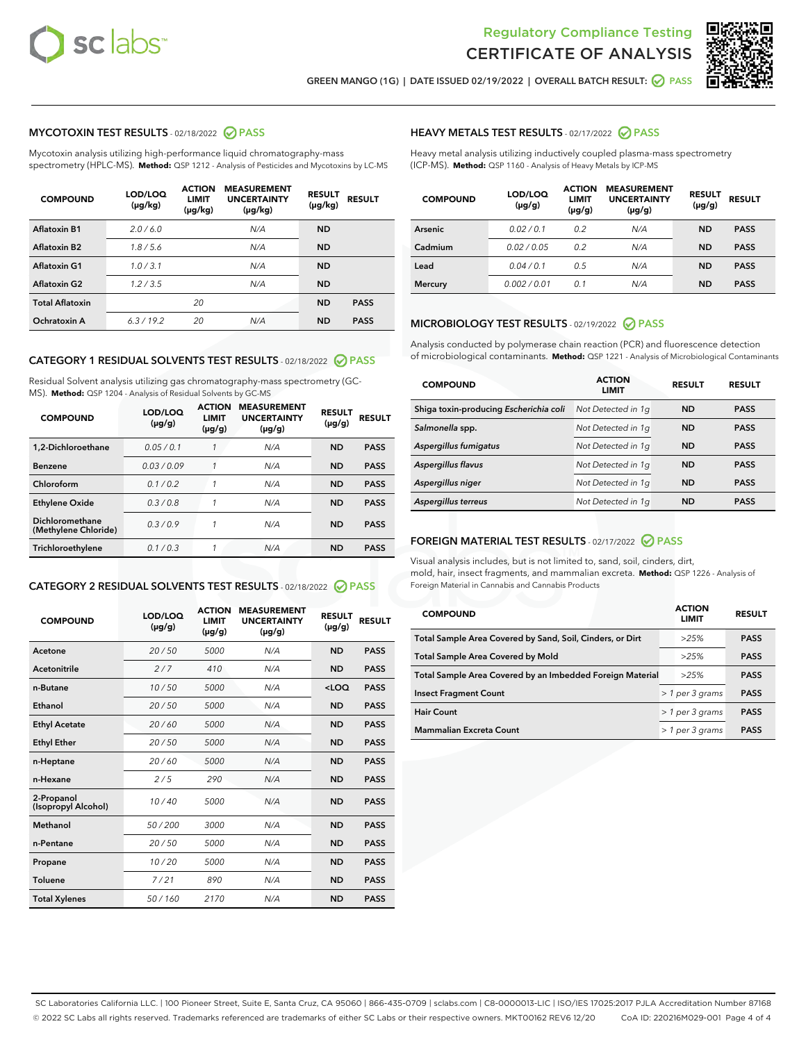Regulatory Compliance Testing

# CERTIFICATE OF ANALYSIS

GREEN MANGO (1G) | DATE ISSUED 02/19/2022 | OVERALL BATCH RESULT: PASS

## MYCOTOXIN TEST RESULTS - 02/18/2022 PASS

Mycotoxin analysis utilizing high-performance liquid chromatography-mass spectrometry (HPLC-MS). **Method:** QSP 1212 - Analysis of Pesticides and Mycotoxins by LC-MS

| COMPOUND | LOD/LOQ (µg/kg) | ACTION LIMIT (µg/kg) | MEASUREMENT UNCERTAINTY (µg/kg) | RESULT (µg/kg) | RESULT |
|---|---|---|---|---|---|
| Aflatoxin B1 | 2.0 / 6.0 | | N/A | ND | |
| Aflatoxin B2 | 1.8 / 5.6 | | N/A | ND | |
| Aflatoxin G1 | 1.0 / 3.1 | | N/A | ND | |
| Aflatoxin G2 | 1.2 / 3.5 | | N/A | ND | |
| Total Aflatoxin | | 20 | | ND | PASS |
| Ochratoxin A | 6.3 / 19.2 | 20 | N/A | ND | PASS |

## CATEGORY 1 RESIDUAL SOLVENTS TEST RESULTS - 02/18/2022 PASS

Residual Solvent analysis utilizing gas chromatography-mass spectrometry (GC-MS). **Method:** QSP 1204 - Analysis of Residual Solvents by GC-MS

| COMPOUND | LOD/LOQ (µg/g) | ACTION LIMIT (µg/g) | MEASUREMENT UNCERTAINTY (µg/g) | RESULT (µg/g) | RESULT |
|---|---|---|---|---|---|
| 1,2-Dichloroethane | 0.05 / 0.1 | 1 | N/A | ND | PASS |
| Benzene | 0.03 / 0.09 | 1 | N/A | ND | PASS |
| Chloroform | 0.1 / 0.2 | 1 | N/A | ND | PASS |
| Ethylene Oxide | 0.3 / 0.8 | 1 | N/A | ND | PASS |
| Dichloromethane (Methylene Chloride) | 0.3 / 0.9 | 1 | N/A | ND | PASS |
| Trichloroethylene | 0.1 / 0.3 | 1 | N/A | ND | PASS |

## CATEGORY 2 RESIDUAL SOLVENTS TEST RESULTS - 02/18/2022 PASS

| COMPOUND | LOD/LOQ (µg/g) | ACTION LIMIT (µg/g) | MEASUREMENT UNCERTAINTY (µg/g) | RESULT (µg/g) | RESULT |
|---|---|---|---|---|---|
| Acetone | 20 / 50 | 5000 | N/A | ND | PASS |
| Acetonitrile | 2 / 7 | 410 | N/A | ND | PASS |
| n-Butane | 10 / 50 | 5000 | N/A | <LOQ | PASS |
| Ethanol | 20 / 50 | 5000 | N/A | ND | PASS |
| Ethyl Acetate | 20 / 60 | 5000 | N/A | ND | PASS |
| Ethyl Ether | 20 / 50 | 5000 | N/A | ND | PASS |
| n-Heptane | 20 / 60 | 5000 | N/A | ND | PASS |
| n-Hexane | 2 / 5 | 290 | N/A | ND | PASS |
| 2-Propanol (Isopropyl Alcohol) | 10 / 40 | 5000 | N/A | ND | PASS |
| Methanol | 50 / 200 | 3000 | N/A | ND | PASS |
| n-Pentane | 20 / 50 | 5000 | N/A | ND | PASS |
| Propane | 10 / 20 | 5000 | N/A | ND | PASS |
| Toluene | 7 / 21 | 890 | N/A | ND | PASS |
| Total Xylenes | 50 / 160 | 2170 | N/A | ND | PASS |

## HEAVY METALS TEST RESULTS - 02/17/2022 PASS

Heavy metal analysis utilizing inductively coupled plasma-mass spectrometry (ICP-MS). **Method:** QSP 1160 - Analysis of Heavy Metals by ICP-MS

| COMPOUND | LOD/LOQ (µg/g) | ACTION LIMIT (µg/g) | MEASUREMENT UNCERTAINTY (µg/g) | RESULT (µg/g) | RESULT |
|---|---|---|---|---|---|
| Arsenic | 0.02 / 0.1 | 0.2 | N/A | ND | PASS |
| Cadmium | 0.02 / 0.05 | 0.2 | N/A | ND | PASS |
| Lead | 0.04 / 0.1 | 0.5 | N/A | ND | PASS |
| Mercury | 0.002 / 0.01 | 0.1 | N/A | ND | PASS |

## MICROBIOLOGY TEST RESULTS - 02/19/2022 PASS

Analysis conducted by polymerase chain reaction (PCR) and fluorescence detection of microbiological contaminants. **Method:** QSP 1221 - Analysis of Microbiological Contaminants

| COMPOUND | ACTION LIMIT | RESULT | RESULT |
|---|---|---|---|
| Shiga toxin-producing *Escherichia coli* | Not Detected in 1g | ND | PASS |
| *Salmonella* spp. | Not Detected in 1g | ND | PASS |
| *Aspergillus fumigatus* | Not Detected in 1g | ND | PASS |
| *Aspergillus flavus* | Not Detected in 1g | ND | PASS |
| *Aspergillus niger* | Not Detected in 1g | ND | PASS |
| *Aspergillus terreus* | Not Detected in 1g | ND | PASS |

## FOREIGN MATERIAL TEST RESULTS - 02/17/2022 PASS

Visual analysis includes, but is not limited to, sand, soil, cinders, dirt, mold, hair, insect fragments, and mammalian excreta. **Method:** QSP 1226 - Analysis of Foreign Material in Cannabis and Cannabis Products

| COMPOUND | ACTION LIMIT | RESULT |
|---|---|---|
| Total Sample Area Covered by Sand, Soil, Cinders, or Dirt | >25% | PASS |
| Total Sample Area Covered by Mold | >25% | PASS |
| Total Sample Area Covered by an Imbedded Foreign Material | >25% | PASS |
| Insect Fragment Count | > 1 per 3 grams | PASS |
| Hair Count | > 1 per 3 grams | PASS |
| Mammalian Excreta Count | > 1 per 3 grams | PASS |

SC Laboratories California LLC. | 100 Pioneer Street, Suite E, Santa Cruz, CA 95060 | 866-435-0709 | sclabs.com | C8-0000013-LIC | ISO/IES 17025:2017 PJLA Accreditation Number 87168
© 2022 SC Labs all rights reserved. Trademarks referenced are trademarks of either SC Labs or their respective owners. MKT00162 REV6 12/20 CoA ID: 220216M029-001